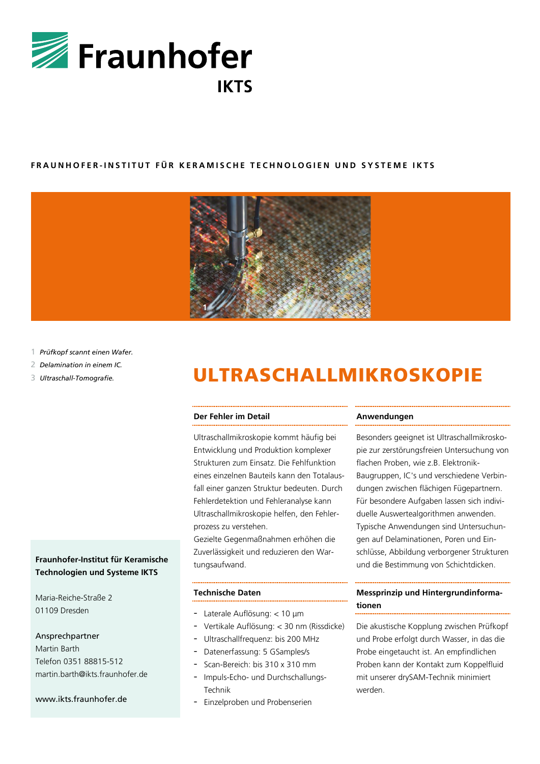Fraunhofer IKTS

**FRAUNHOFER-INSTITUT FÜR KERAMISCHE TECHNOLOGIEN UND SYSTEME IKTS**

1 *Prüfkopf scannt einen Wafer.*

2 *Delamination in einem IC.*

3 *Ultraschall-Tomografie.*

# ULTRASCHALLMIKROSKOPIE

## Der Fehler im Detail

Ultraschallmikroskopie kommt häufig bei Entwicklung und Produktion komplexer Strukturen zum Einsatz. Die Fehlfunktion eines einzelnen Bauteils kann den Totalausfall einer ganzen Struktur bedeuten. Durch Fehlerdetektion und Fehleranalyse kann Ultraschallmikroskopie helfen, den Fehlerprozess zu verstehen.
Gezielte Gegenmaßnahmen erhöhen die Zuverlässigkeit und reduzieren den Wartungsaufwand.

## Technische Daten

- Laterale Auflösung: < 10 µm
- Vertikale Auflösung: < 30 nm (Rissdicke)
- Ultraschallfrequenz: bis 200 MHz
- Datenerfassung: 5 GSamples/s
- Scan-Bereich: bis 310 x 310 mm
- Impuls-Echo- und Durchschallungs-Technik
- Einzelproben und Probenserien

## Anwendungen

Besonders geeignet ist Ultraschallmikroskopie zur zerstörungsfreien Untersuchung von flachen Proben, wie z.B. Elektronik-Baugruppen, IC's und verschiedene Verbindungen zwischen flächigen Fügepartnern. Für besondere Aufgaben lassen sich individuelle Auswertealgorithmen anwenden. Typische Anwendungen sind Untersuchungen auf Delaminationen, Poren und Einschlüsse, Abbildung verborgener Strukturen und die Bestimmung von Schichtdicken.

## Messprinzip und Hintergrundinformationen

Die akustische Kopplung zwischen Prüfkopf und Probe erfolgt durch Wasser, in das die Probe eingetaucht ist. An empfindlichen Proben kann der Kontakt zum Koppelfluid mit unserer drySAM-Technik minimiert werden.

**Fraunhofer-Institut für Keramische Technologien und Systeme IKTS**

Maria-Reiche-Straße 2
01109 Dresden

Ansprechpartner
Martin Barth
Telefon 0351 88815-512
martin.barth@ikts.fraunhofer.de

www.ikts.fraunhofer.de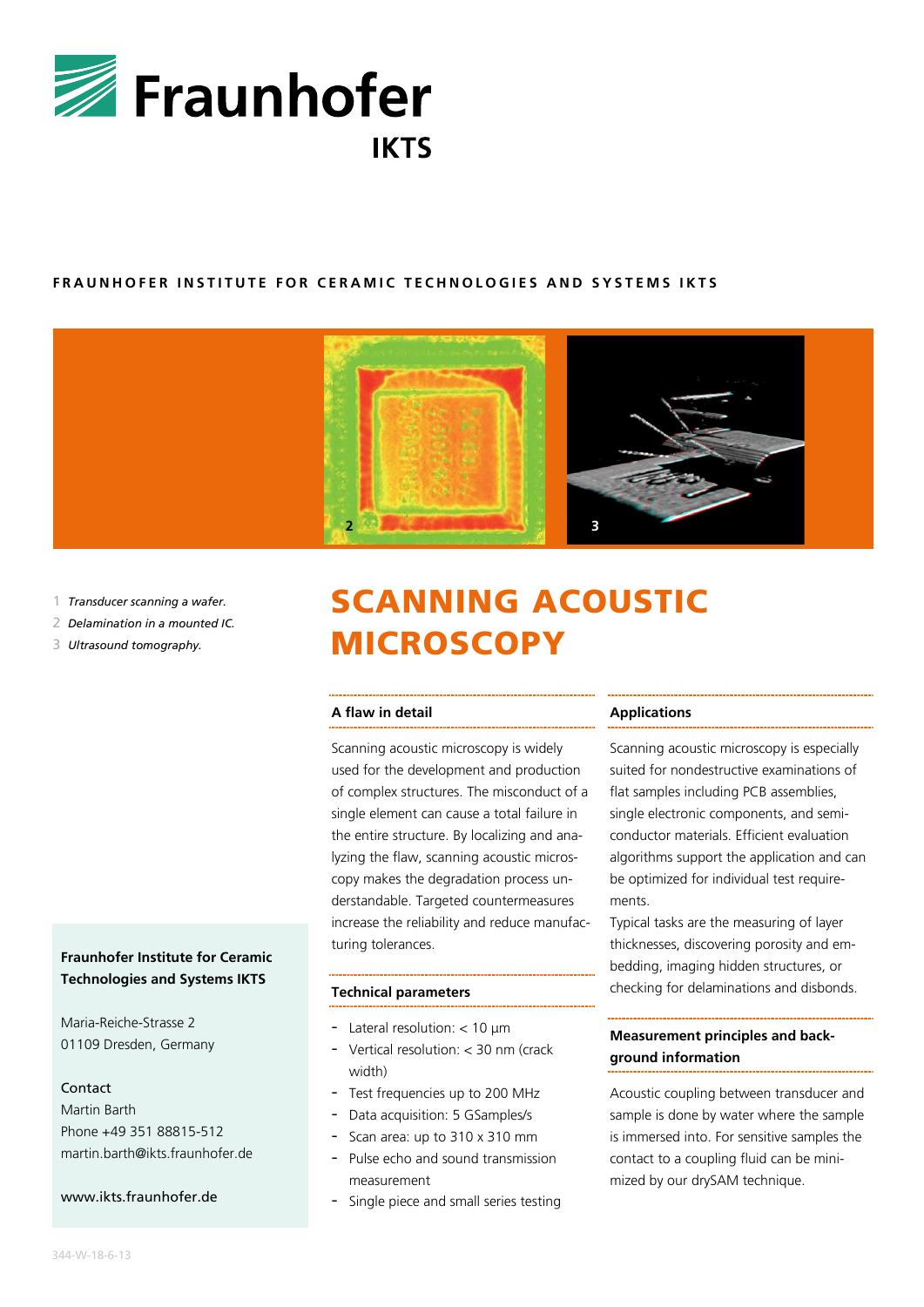FRAUNHOFER INSTITUTE FOR CERAMIC TECHNOLOGIES AND SYSTEMS IKTS

1 *Transducer scanning a wafer.*
2 *Delamination in a mounted IC.*
3 *Ultrasound tomography.*

# SCANNING ACOUSTIC MICROSCOPY

## A flaw in detail

Scanning acoustic microscopy is widely used for the development and production of complex structures. The misconduct of a single element can cause a total failure in the entire structure. By localizing and analyzing the flaw, scanning acoustic microscopy makes the degradation process understandable. Targeted countermeasures increase the reliability and reduce manufacturing tolerances.

## Technical parameters

- Lateral resolution: < 10 µm
- Vertical resolution: < 30 nm (crack width)
- Test frequencies up to 200 MHz
- Data acquisition: 5 GSamples/s
- Scan area: up to 310 x 310 mm
- Pulse echo and sound transmission measurement
- Single piece and small series testing

## Applications

Scanning acoustic microscopy is especially suited for nondestructive examinations of flat samples including PCB assemblies, single electronic components, and semiconductor materials. Efficient evaluation algorithms support the application and can be optimized for individual test requirements.

Typical tasks are the measuring of layer thicknesses, discovering porosity and embedding, imaging hidden structures, or checking for delaminations and disbonds.

## Measurement principles and background information

Acoustic coupling between transducer and sample is done by water where the sample is immersed into. For sensitive samples the contact to a coupling fluid can be minimized by our drySAM technique.

**Fraunhofer Institute for Ceramic Technologies and Systems IKTS**

Maria-Reiche-Strasse 2
01109 Dresden, Germany

Contact
Martin Barth
Phone +49 351 88815-512
martin.barth@ikts.fraunhofer.de

www.ikts.fraunhofer.de

344-W-18-6-13